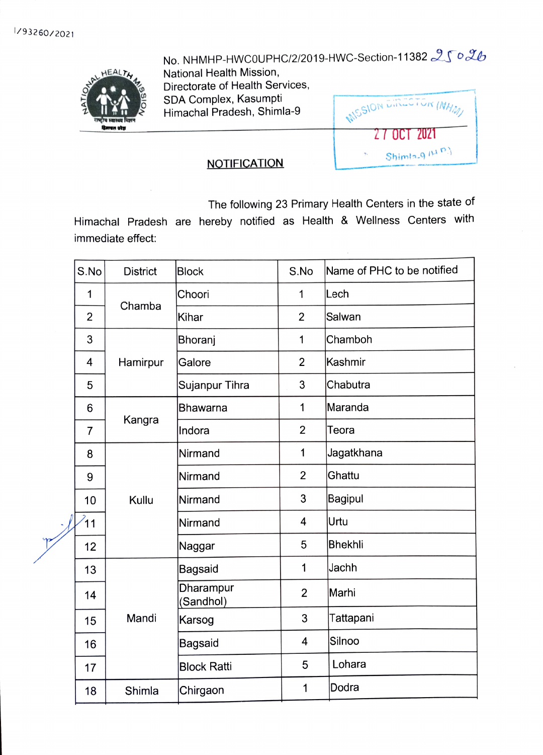I/93260/2021

No. NHMHP-HWC0UPHC/2/2019-HWC-Section-11382 25026
National Health Mission,
Directorate of Health Services,
SDA Complex, Kasumpti
Himachal Pradesh, Shimla-9

MISSION DIRECTOR (NHM)
27 OCT 2021
Shimla-9 (H.P.)

## NOTIFICATION

The following 23 Primary Health Centers in the state of Himachal Pradesh are hereby notified as Health & Wellness Centers with immediate effect:

| S.No | District | Block | S.No | Name of PHC to be notified |
|---|---|---|---|---|
| 1 | Chamba | Choori | 1 | Lech |
| 2 | | Kihar | 2 | Salwan |
| 3 | Hamirpur | Bhoranj | 1 | Chamboh |
| 4 | | Galore | 2 | Kashmir |
| 5 | | Sujanpur Tihra | 3 | Chabutra |
| 6 | Kangra | Bhawarna | 1 | Maranda |
| 7 | | Indora | 2 | Teora |
| 8 | Kullu | Nirmand | 1 | Jagatkhana |
| 9 | | Nirmand | 2 | Ghattu |
| 10 | | Nirmand | 3 | Bagipul |
| 11 | | Nirmand | 4 | Urtu |
| 12 | | Naggar | 5 | Bhekhli |
| 13 | Mandi | Bagsaid | 1 | Jachh |
| 14 | | Dharampur (Sandhol) | 2 | Marhi |
| 15 | | Karsog | 3 | Tattapani |
| 16 | | Bagsaid | 4 | Silnoo |
| 17 | | Block Ratti | 5 | Lohara |
| 18 | Shimla | Chirgaon | 1 | Dodra |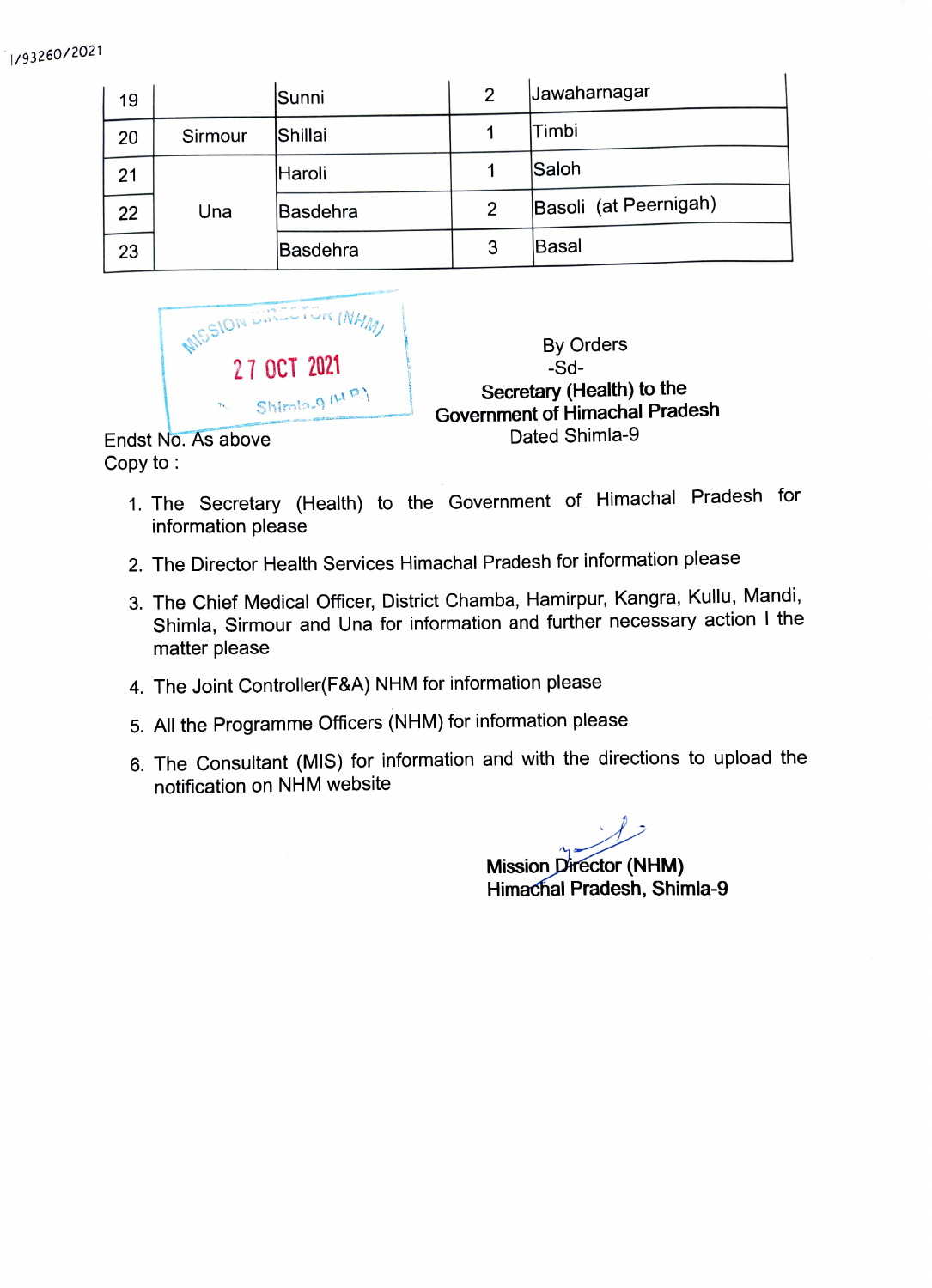I/93260/2021

| | | | | |
|---|---|---|---|---|
| 19 | | Sunni | 2 | Jawaharnagar |
| 20 | Sirmour | Shillai | 1 | Timbi |
| 21 | Una | Haroli | 1 | Saloh |
| 22 | | Basdehra | 2 | Basoli (at Peernigah) |
| 23 | | Basdehra | 3 | Basal |

MISSION DIRECTOR (NHM)
27 OCT 2021
Shimla-9 (H.P.)

By Orders
-Sd-
**Secretary (Health) to the Government of Himachal Pradesh**
Dated Shimla-9

Endst No. As above
Copy to :

1. The Secretary (Health) to the Government of Himachal Pradesh for information please
2. The Director Health Services Himachal Pradesh for information please
3. The Chief Medical Officer, District Chamba, Hamirpur, Kangra, Kullu, Mandi, Shimla, Sirmour and Una for information and further necessary action I the matter please
4. The Joint Controller(F&A) NHM for information please
5. All the Programme Officers (NHM) for information please
6. The Consultant (MIS) for information and with the directions to upload the notification on NHM website

**Mission Director (NHM)**
**Himachal Pradesh, Shimla-9**